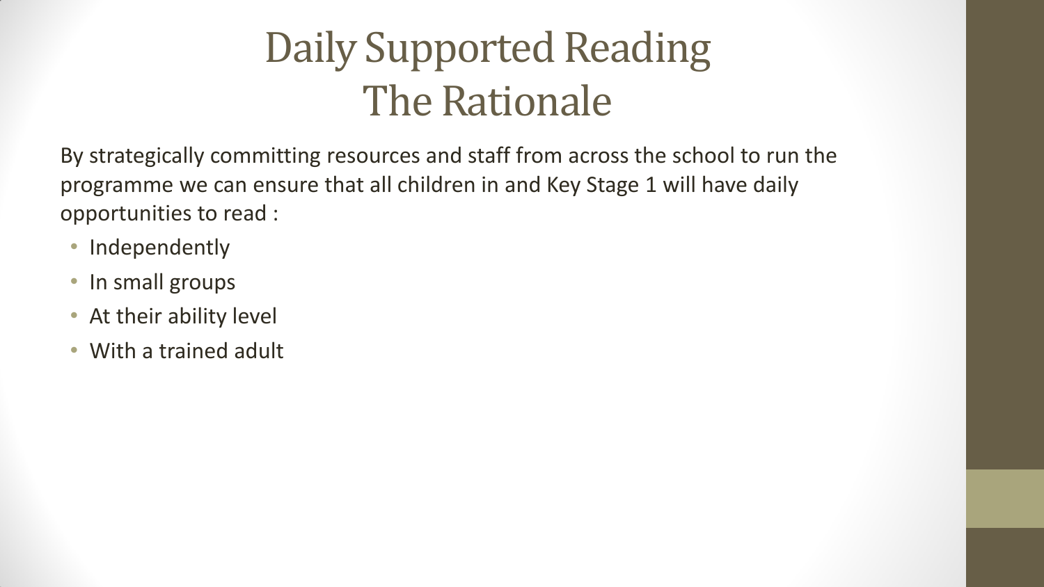# Daily Supported Reading
# The Rationale

By strategically committing resources and staff from across the school to run the programme we can ensure that all children in and Key Stage 1 will have daily opportunities to read :

- Independently
- In small groups
- At their ability level
- With a trained adult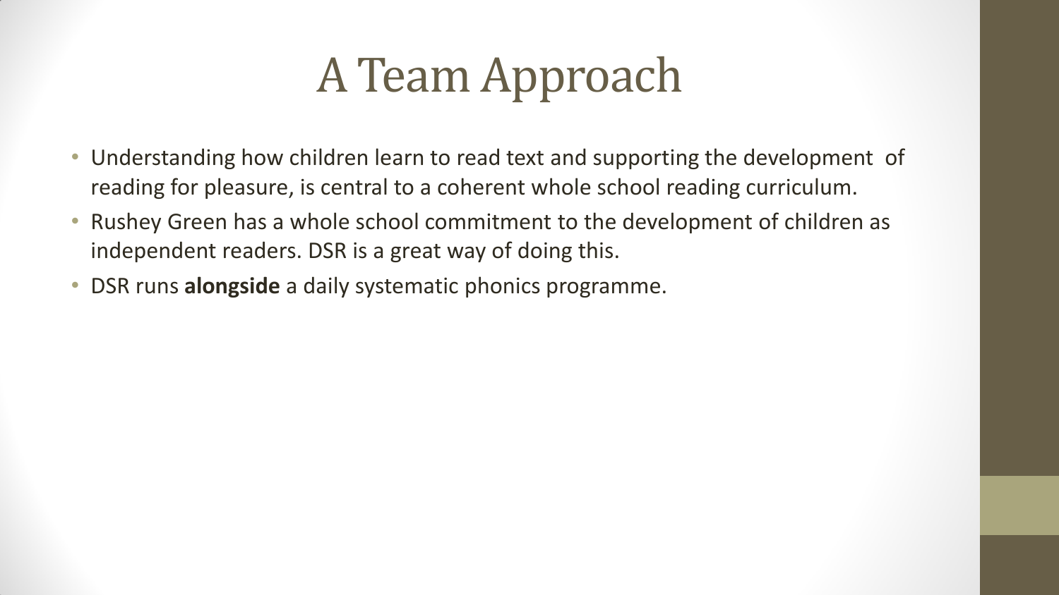# A Team Approach

- Understanding how children learn to read text and supporting the development of reading for pleasure, is central to a coherent whole school reading curriculum.
- Rushey Green has a whole school commitment to the development of children as independent readers. DSR is a great way of doing this.
- DSR runs **alongside** a daily systematic phonics programme.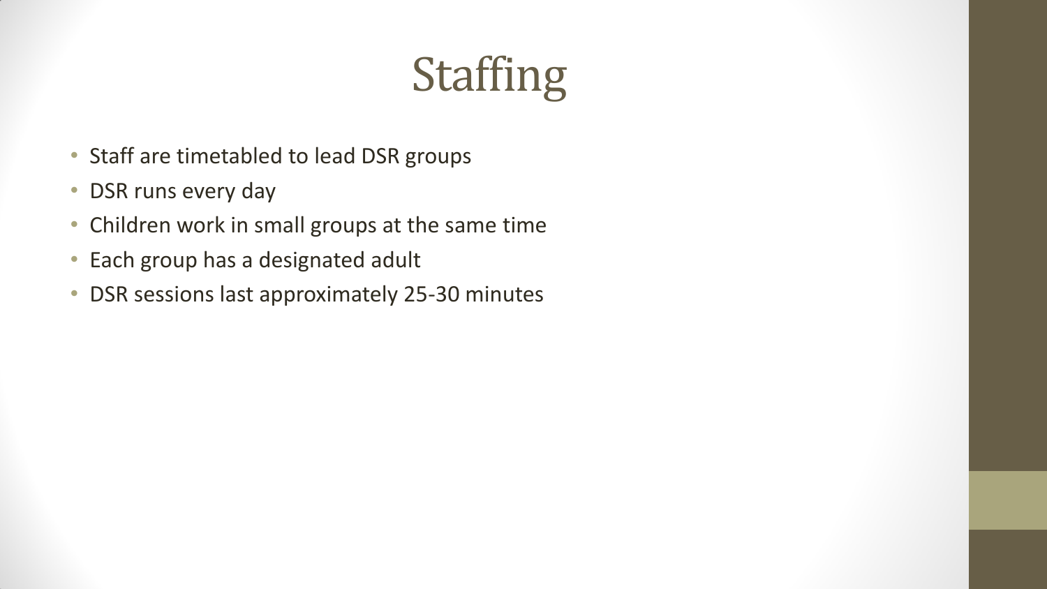# Staffing

- Staff are timetabled to lead DSR groups
- DSR runs every day
- Children work in small groups at the same time
- Each group has a designated adult
- DSR sessions last approximately 25-30 minutes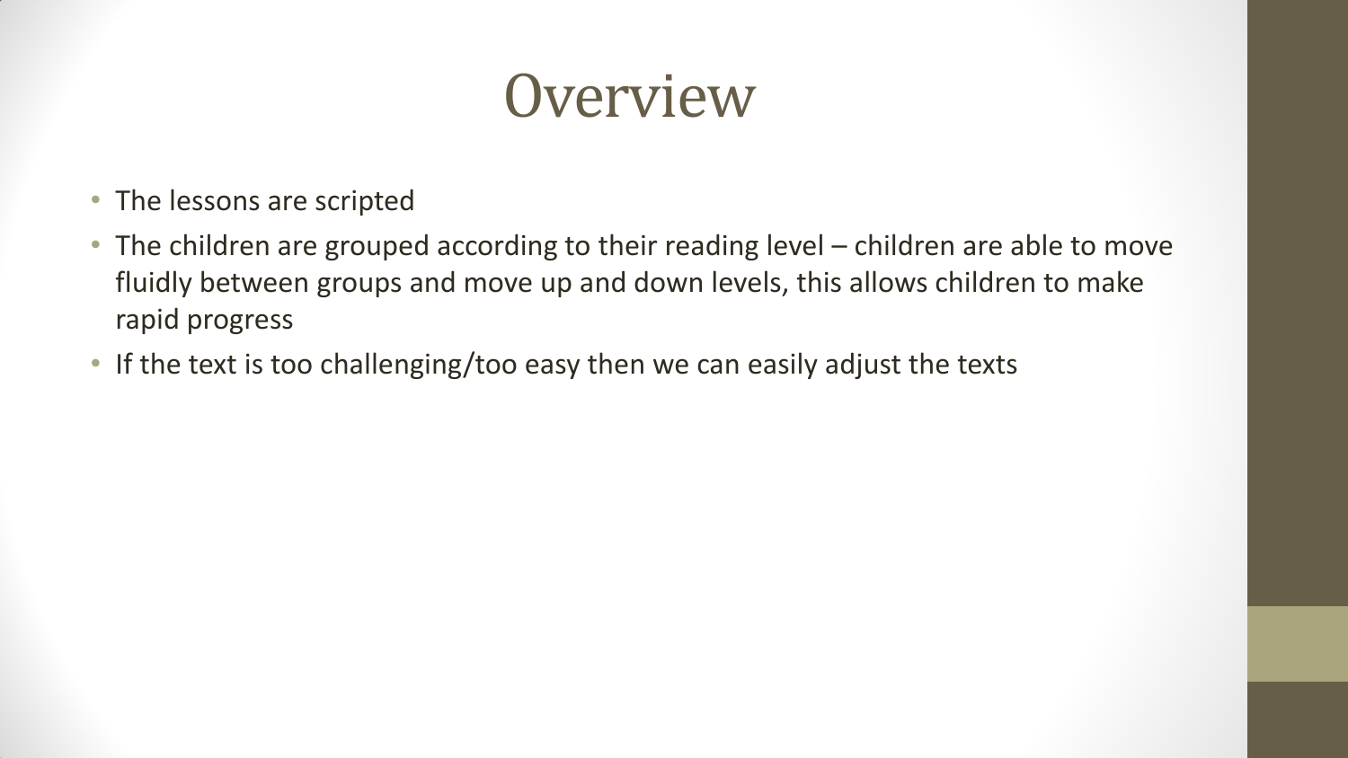# Overview

- The lessons are scripted
- The children are grouped according to their reading level – children are able to move fluidly between groups and move up and down levels, this allows children to make rapid progress
- If the text is too challenging/too easy then we can easily adjust the texts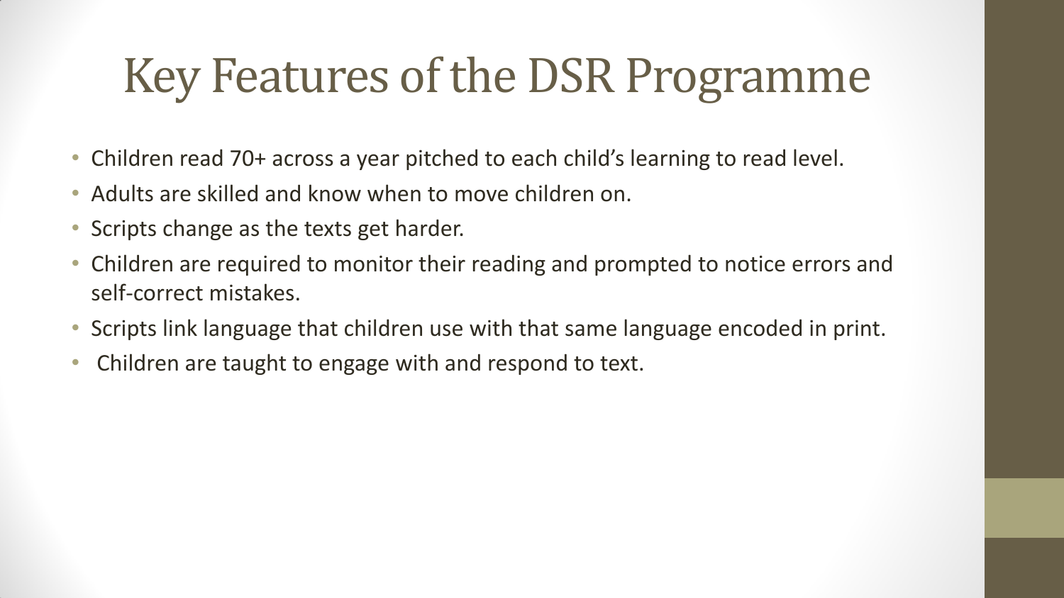# Key Features of the DSR Programme

- Children read 70+ across a year pitched to each child's learning to read level.
- Adults are skilled and know when to move children on.
- Scripts change as the texts get harder.
- Children are required to monitor their reading and prompted to notice errors and self-correct mistakes.
- Scripts link language that children use with that same language encoded in print.
- Children are taught to engage with and respond to text.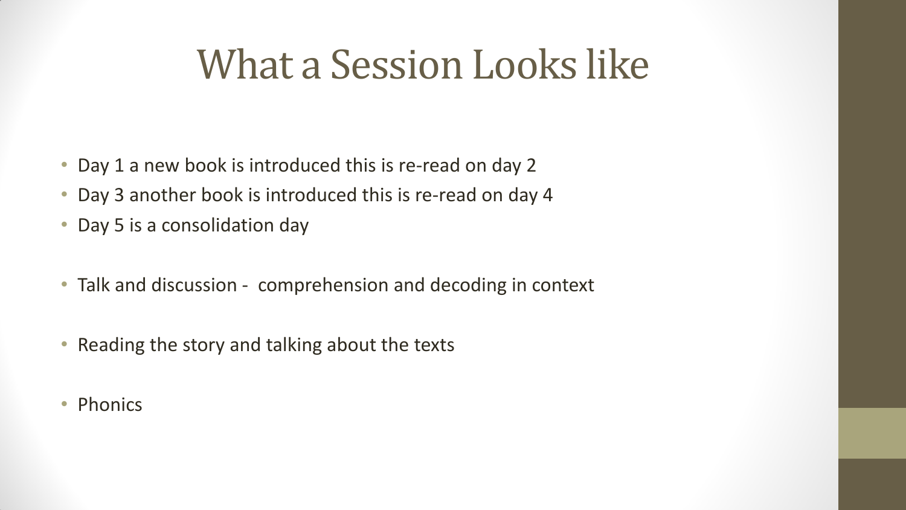# What a Session Looks like

- Day 1 a new book is introduced this is re-read on day 2
- Day 3 another book is introduced this is re-read on day 4
- Day 5 is a consolidation day

- Talk and discussion -  comprehension and decoding in context

- Reading the story and talking about the texts

- Phonics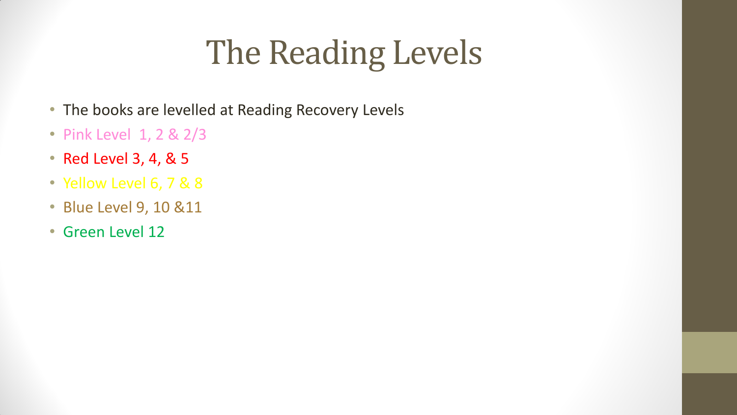# The Reading Levels

- The books are levelled at Reading Recovery Levels
- Pink Level 1, 2 & 2/3
- Red Level 3, 4, & 5
- Yellow Level 6, 7 & 8
- Blue Level 9, 10 &11
- Green Level 12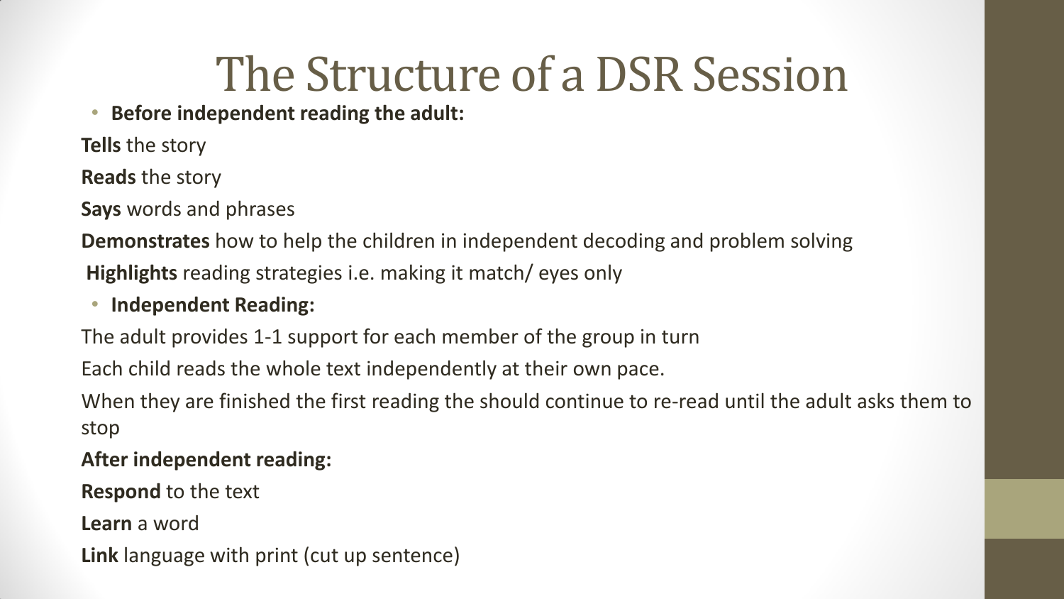# The Structure of a DSR Session

- **Before independent reading the adult:**

**Tells** the story

**Reads** the story

**Says** words and phrases

**Demonstrates** how to help the children in independent decoding and problem solving

**Highlights** reading strategies i.e. making it match/ eyes only

- **Independent Reading:**

The adult provides 1-1 support for each member of the group in turn

Each child reads the whole text independently at their own pace.

When they are finished the first reading the should continue to re-read until the adult asks them to stop

**After independent reading:**

**Respond** to the text

**Learn** a word

**Link** language with print (cut up sentence)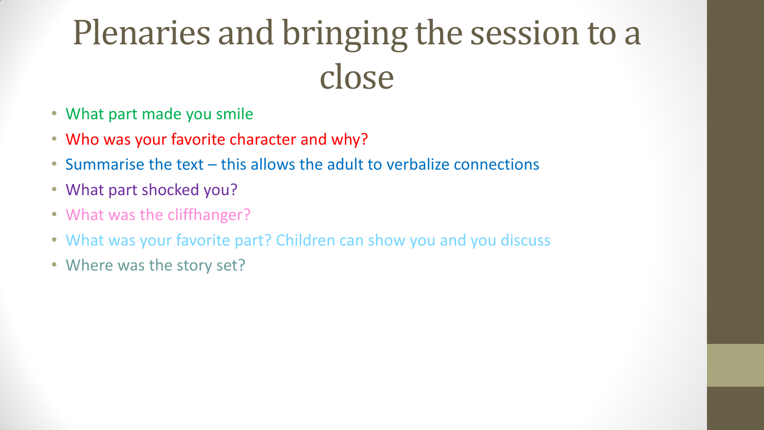# Plenaries and bringing the session to a close

- What part made you smile
- Who was your favorite character and why?
- Summarise the text – this allows the adult to verbalize connections
- What part shocked you?
- What was the cliffhanger?
- What was your favorite part? Children can show you and you discuss
- Where was the story set?